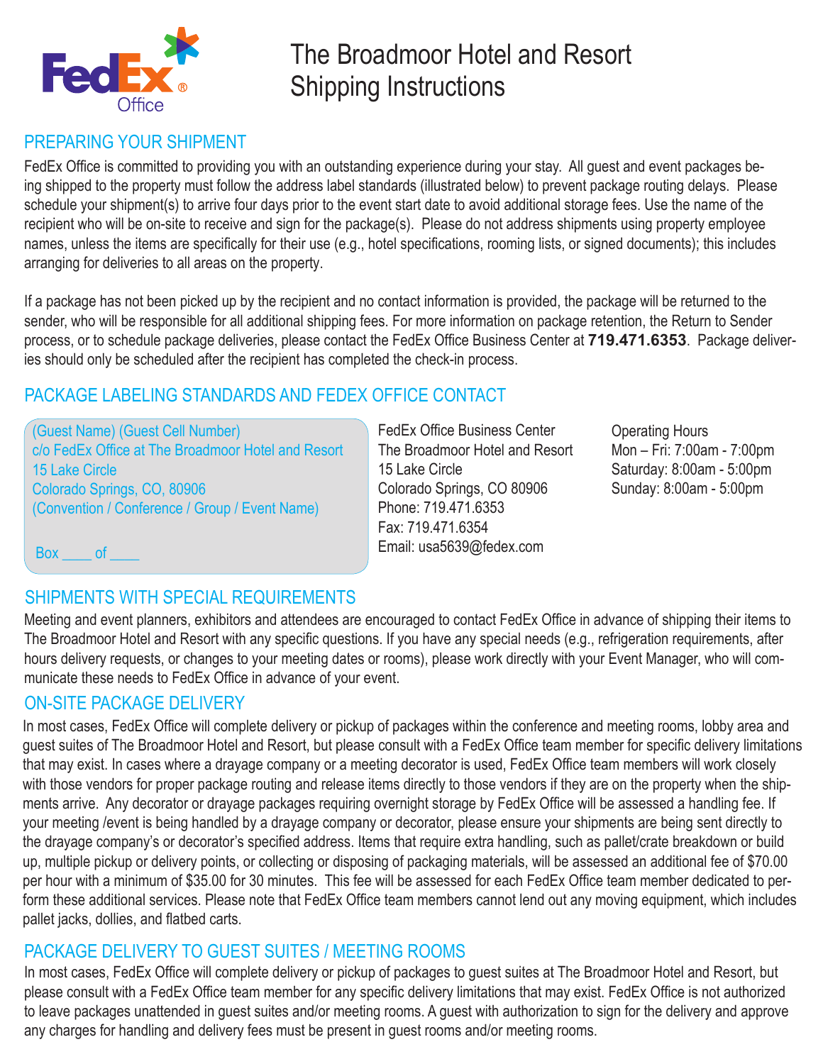# The Broadmoor Hotel and Resort Shipping Instructions

## PREPARING YOUR SHIPMENT

FedEx Office is committed to providing you with an outstanding experience during your stay. All guest and event packages being shipped to the property must follow the address label standards (illustrated below) to prevent package routing delays. Please schedule your shipment(s) to arrive four days prior to the event start date to avoid additional storage fees. Use the name of the recipient who will be on-site to receive and sign for the package(s). Please do not address shipments using property employee names, unless the items are specifically for their use (e.g., hotel specifications, rooming lists, or signed documents); this includes arranging for deliveries to all areas on the property.

If a package has not been picked up by the recipient and no contact information is provided, the package will be returned to the sender, who will be responsible for all additional shipping fees. For more information on package retention, the Return to Sender process, or to schedule package deliveries, please contact the FedEx Office Business Center at **719.471.6353**. Package deliveries should only be scheduled after the recipient has completed the check-in process.

## PACKAGE LABELING STANDARDS AND FEDEX OFFICE CONTACT

(Guest Name) (Guest Cell Number)
c/o FedEx Office at The Broadmoor Hotel and Resort
15 Lake Circle
Colorado Springs, CO, 80906
(Convention / Conference / Group / Event Name)

Box ____ of ____

FedEx Office Business Center
The Broadmoor Hotel and Resort
15 Lake Circle
Colorado Springs, CO 80906
Phone: 719.471.6353
Fax: 719.471.6354
Email: usa5639@fedex.com

Operating Hours
Mon – Fri: 7:00am - 7:00pm
Saturday: 8:00am - 5:00pm
Sunday: 8:00am - 5:00pm

## SHIPMENTS WITH SPECIAL REQUIREMENTS

Meeting and event planners, exhibitors and attendees are encouraged to contact FedEx Office in advance of shipping their items to The Broadmoor Hotel and Resort with any specific questions. If you have any special needs (e.g., refrigeration requirements, after hours delivery requests, or changes to your meeting dates or rooms), please work directly with your Event Manager, who will communicate these needs to FedEx Office in advance of your event.

## ON-SITE PACKAGE DELIVERY

In most cases, FedEx Office will complete delivery or pickup of packages within the conference and meeting rooms, lobby area and guest suites of The Broadmoor Hotel and Resort, but please consult with a FedEx Office team member for specific delivery limitations that may exist. In cases where a drayage company or a meeting decorator is used, FedEx Office team members will work closely with those vendors for proper package routing and release items directly to those vendors if they are on the property when the shipments arrive. Any decorator or drayage packages requiring overnight storage by FedEx Office will be assessed a handling fee. If your meeting /event is being handled by a drayage company or decorator, please ensure your shipments are being sent directly to the drayage company's or decorator's specified address. Items that require extra handling, such as pallet/crate breakdown or build up, multiple pickup or delivery points, or collecting or disposing of packaging materials, will be assessed an additional fee of $70.00 per hour with a minimum of $35.00 for 30 minutes. This fee will be assessed for each FedEx Office team member dedicated to perform these additional services. Please note that FedEx Office team members cannot lend out any moving equipment, which includes pallet jacks, dollies, and flatbed carts.

## PACKAGE DELIVERY TO GUEST SUITES / MEETING ROOMS

In most cases, FedEx Office will complete delivery or pickup of packages to guest suites at The Broadmoor Hotel and Resort, but please consult with a FedEx Office team member for any specific delivery limitations that may exist. FedEx Office is not authorized to leave packages unattended in guest suites and/or meeting rooms. A guest with authorization to sign for the delivery and approve any charges for handling and delivery fees must be present in guest rooms and/or meeting rooms.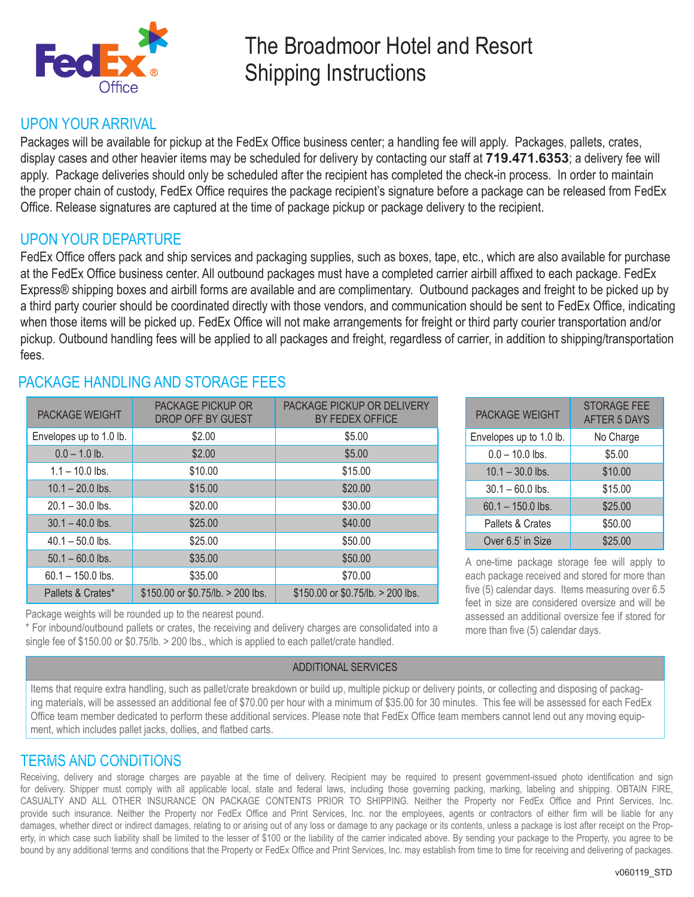# The Broadmoor Hotel and Resort Shipping Instructions

## UPON YOUR ARRIVAL

Packages will be available for pickup at the FedEx Office business center; a handling fee will apply. Packages, pallets, crates, display cases and other heavier items may be scheduled for delivery by contacting our staff at **719.471.6353**; a delivery fee will apply. Package deliveries should only be scheduled after the recipient has completed the check-in process. In order to maintain the proper chain of custody, FedEx Office requires the package recipient's signature before a package can be released from FedEx Office. Release signatures are captured at the time of package pickup or package delivery to the recipient.

## UPON YOUR DEPARTURE

FedEx Office offers pack and ship services and packaging supplies, such as boxes, tape, etc., which are also available for purchase at the FedEx Office business center. All outbound packages must have a completed carrier airbill affixed to each package. FedEx Express® shipping boxes and airbill forms are available and are complimentary. Outbound packages and freight to be picked up by a third party courier should be coordinated directly with those vendors, and communication should be sent to FedEx Office, indicating when those items will be picked up. FedEx Office will not make arrangements for freight or third party courier transportation and/or pickup. Outbound handling fees will be applied to all packages and freight, regardless of carrier, in addition to shipping/transportation fees.

## PACKAGE HANDLING AND STORAGE FEES

| PACKAGE WEIGHT | PACKAGE PICKUP OR DROP OFF BY GUEST | PACKAGE PICKUP OR DELIVERY BY FEDEX OFFICE |
|---|---|---|
| Envelopes up to 1.0 lb. | $2.00 | $5.00 |
| 0.0 – 1.0 lb. | $2.00 | $5.00 |
| 1.1 – 10.0 lbs. | $10.00 | $15.00 |
| 10.1 – 20.0 lbs. | $15.00 | $20.00 |
| 20.1 – 30.0 lbs. | $20.00 | $30.00 |
| 30.1 – 40.0 lbs. | $25.00 | $40.00 |
| 40.1 – 50.0 lbs. | $25.00 | $50.00 |
| 50.1 – 60.0 lbs. | $35.00 | $50.00 |
| 60.1 – 150.0 lbs. | $35.00 | $70.00 |
| Pallets & Crates* | $150.00 or $0.75/lb. > 200 lbs. | $150.00 or $0.75/lb. > 200 lbs. |

Package weights will be rounded up to the nearest pound.

\* For inbound/outbound pallets or crates, the receiving and delivery charges are consolidated into a single fee of $150.00 or $0.75/lb. > 200 lbs., which is applied to each pallet/crate handled.

| PACKAGE WEIGHT | STORAGE FEE AFTER 5 DAYS |
|---|---|
| Envelopes up to 1.0 lb. | No Charge |
| 0.0 – 10.0 lbs. | $5.00 |
| 10.1 – 30.0 lbs. | $10.00 |
| 30.1 – 60.0 lbs. | $15.00 |
| 60.1 – 150.0 lbs. | $25.00 |
| Pallets & Crates | $50.00 |
| Over 6.5' in Size | $25.00 |

A one-time package storage fee will apply to each package received and stored for more than five (5) calendar days. Items measuring over 6.5 feet in size are considered oversize and will be assessed an additional oversize fee if stored for more than five (5) calendar days.

### ADDITIONAL SERVICES

Items that require extra handling, such as pallet/crate breakdown or build up, multiple pickup or delivery points, or collecting and disposing of packaging materials, will be assessed an additional fee of $70.00 per hour with a minimum of $35.00 for 30 minutes. This fee will be assessed for each FedEx Office team member dedicated to perform these additional services. Please note that FedEx Office team members cannot lend out any moving equipment, which includes pallet jacks, dollies, and flatbed carts.

## TERMS AND CONDITIONS

Receiving, delivery and storage charges are payable at the time of delivery. Recipient may be required to present government-issued photo identification and sign for delivery. Shipper must comply with all applicable local, state and federal laws, including those governing packing, marking, labeling and shipping. OBTAIN FIRE, CASUALTY AND ALL OTHER INSURANCE ON PACKAGE CONTENTS PRIOR TO SHIPPING. Neither the Property nor FedEx Office and Print Services, Inc. provide such insurance. Neither the Property nor FedEx Office and Print Services, Inc. nor the employees, agents or contractors of either firm will be liable for any damages, whether direct or indirect damages, relating to or arising out of any loss or damage to any package or its contents, unless a package is lost after receipt on the Property, in which case such liability shall be limited to the lesser of $100 or the liability of the carrier indicated above. By sending your package to the Property, you agree to be bound by any additional terms and conditions that the Property or FedEx Office and Print Services, Inc. may establish from time to time for receiving and delivering of packages.

v060119_STD